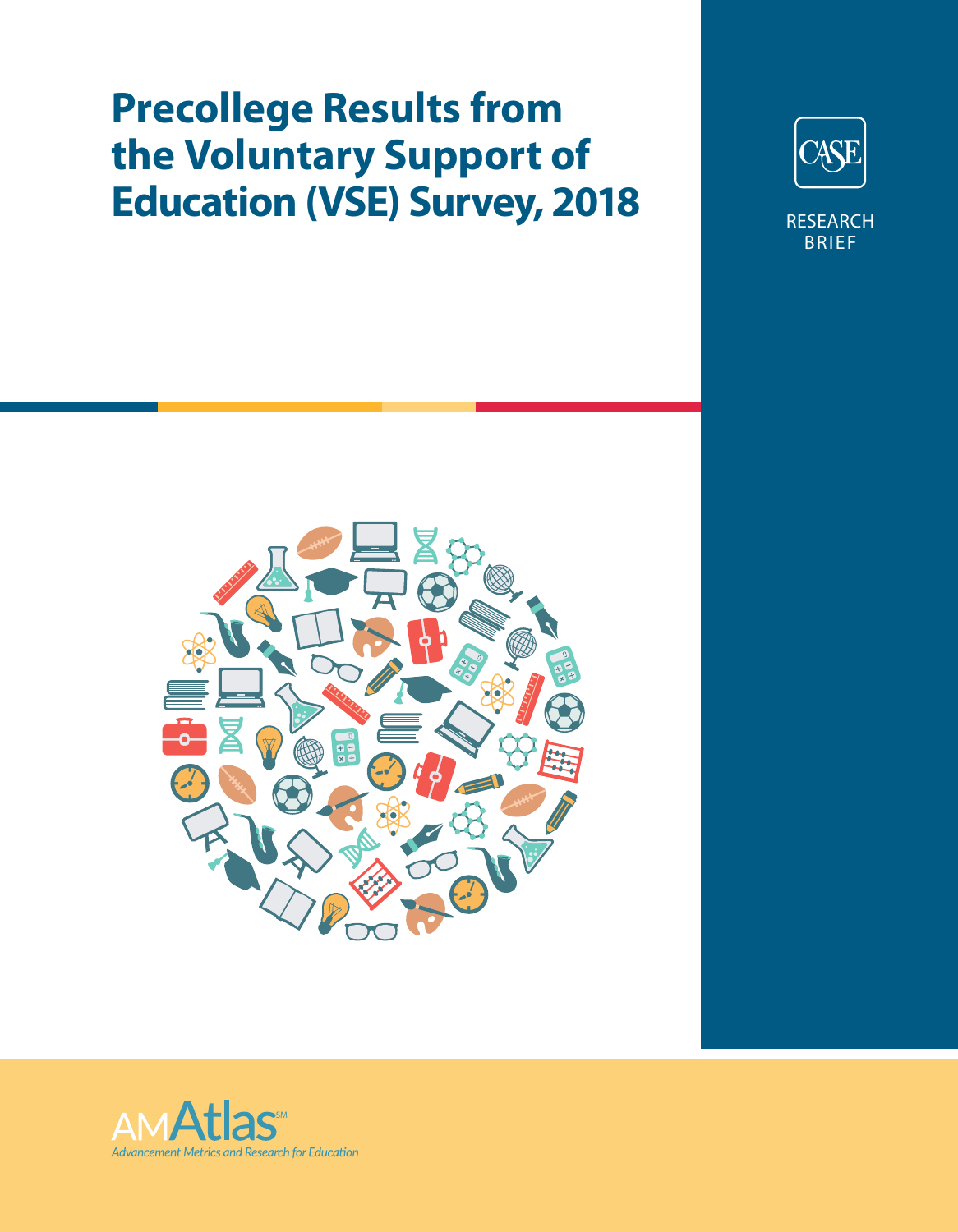# Precollege Results from the Voluntary Support of Education (VSE) Survey, 2018

CASE

RESEARCH BRIEF

AMAtlas[SM]

*Advancement Metrics and Research for Education*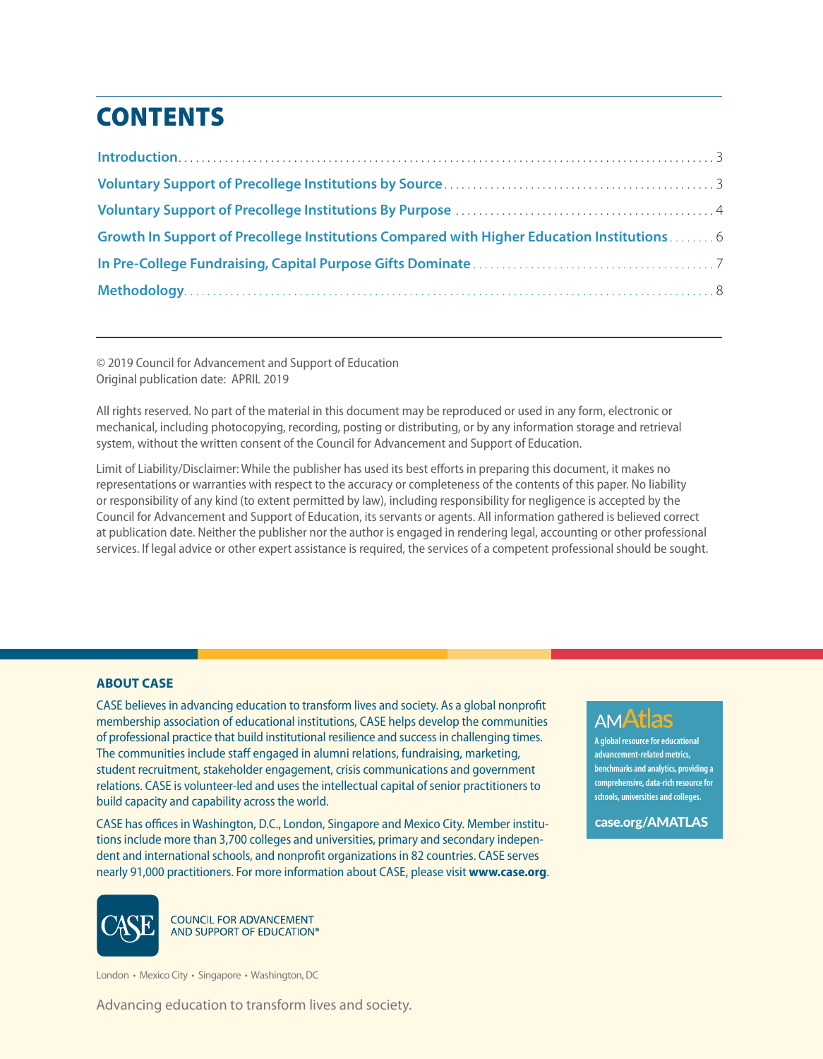# CONTENTS

| | |
|---|---|
| Introduction | 3 |
| Voluntary Support of Precollege Institutions by Source | 3 |
| Voluntary Support of Precollege Institutions By Purpose | 4 |
| Growth In Support of Precollege Institutions Compared with Higher Education Institutions | 6 |
| In Pre-College Fundraising, Capital Purpose Gifts Dominate | 7 |
| Methodology | 8 |

© 2019 Council for Advancement and Support of Education
Original publication date: APRIL 2019

All rights reserved. No part of the material in this document may be reproduced or used in any form, electronic or mechanical, including photocopying, recording, posting or distributing, or by any information storage and retrieval system, without the written consent of the Council for Advancement and Support of Education.

Limit of Liability/Disclaimer: While the publisher has used its best efforts in preparing this document, it makes no representations or warranties with respect to the accuracy or completeness of the contents of this paper. No liability or responsibility of any kind (to extent permitted by law), including responsibility for negligence is accepted by the Council for Advancement and Support of Education, its servants or agents. All information gathered is believed correct at publication date. Neither the publisher nor the author is engaged in rendering legal, accounting or other professional services. If legal advice or other expert assistance is required, the services of a competent professional should be sought.

**ABOUT CASE**

CASE believes in advancing education to transform lives and society. As a global nonprofit membership association of educational institutions, CASE helps develop the communities of professional practice that build institutional resilience and success in challenging times. The communities include staff engaged in alumni relations, fundraising, marketing, student recruitment, stakeholder engagement, crisis communications and government relations. CASE is volunteer-led and uses the intellectual capital of senior practitioners to build capacity and capability across the world.

CASE has offices in Washington, D.C., London, Singapore and Mexico City. Member institutions include more than 3,700 colleges and universities, primary and secondary independent and international schools, and nonprofit organizations in 82 countries. CASE serves nearly 91,000 practitioners. For more information about CASE, please visit **www.case.org**.

AMAtlas

**A global resource for educational advancement-related metrics, benchmarks and analytics, providing a comprehensive, data-rich resource for schools, universities and colleges.**

**case.org/AMATLAS**

CASE — COUNCIL FOR ADVANCEMENT AND SUPPORT OF EDUCATION®

London • Mexico City • Singapore • Washington, DC

Advancing education to transform lives and society.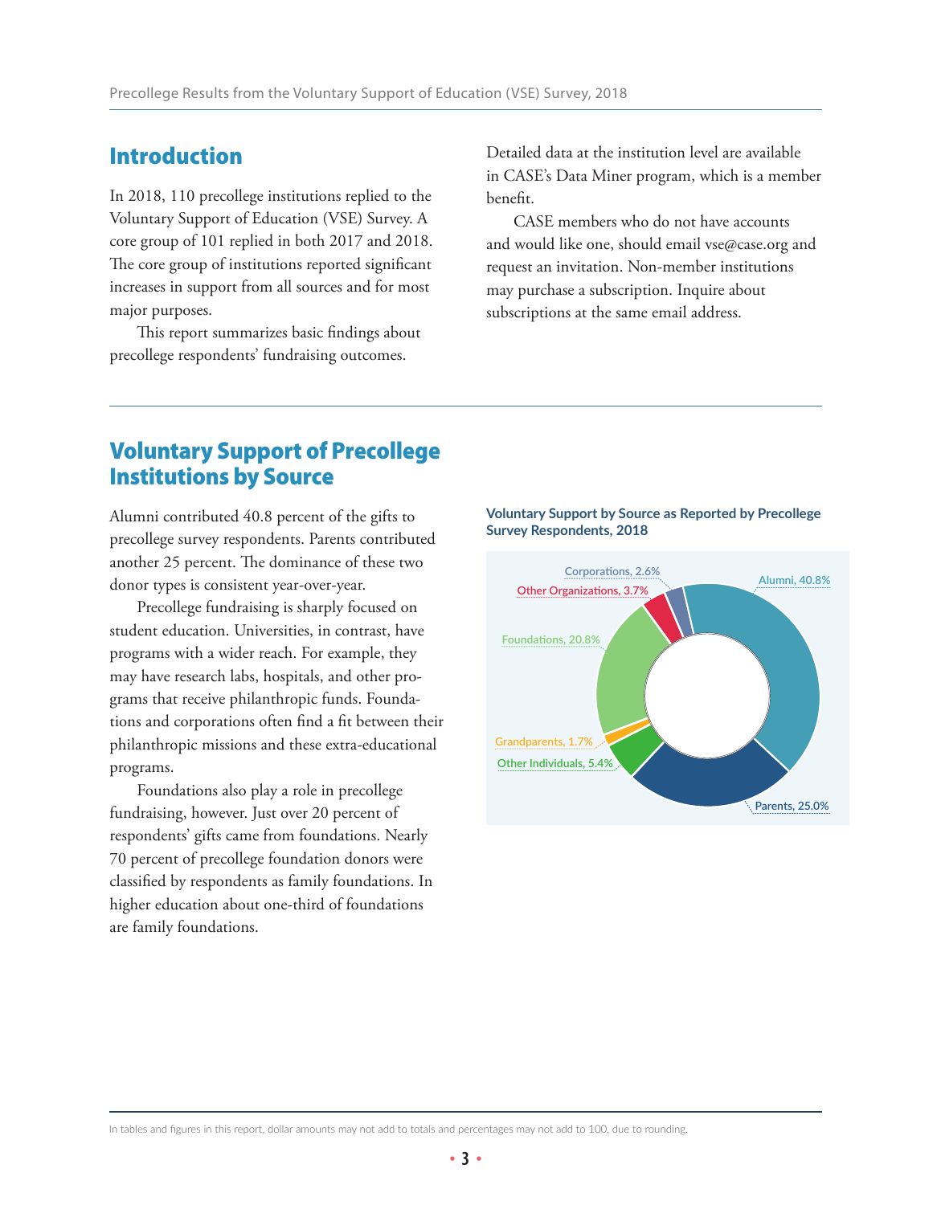## Introduction

In 2018, 110 precollege institutions replied to the Voluntary Support of Education (VSE) Survey. A core group of 101 replied in both 2017 and 2018. The core group of institutions reported significant increases in support from all sources and for most major purposes.

This report summarizes basic findings about precollege respondents' fundraising outcomes.

Detailed data at the institution level are available in CASE's Data Miner program, which is a member benefit.

CASE members who do not have accounts and would like one, should email vse@case.org and request an invitation. Non-member institutions may purchase a subscription. Inquire about subscriptions at the same email address.

## Voluntary Support of Precollege Institutions by Source

Alumni contributed 40.8 percent of the gifts to precollege survey respondents. Parents contributed another 25 percent. The dominance of these two donor types is consistent year-over-year.

Precollege fundraising is sharply focused on student education. Universities, in contrast, have programs with a wider reach. For example, they may have research labs, hospitals, and other programs that receive philanthropic funds. Foundations and corporations often find a fit between their philanthropic missions and these extra-educational programs.

Foundations also play a role in precollege fundraising, however. Just over 20 percent of respondents' gifts came from foundations. Nearly 70 percent of precollege foundation donors were classified by respondents as family foundations. In higher education about one-third of foundations are family foundations.

**Voluntary Support by Source as Reported by Precollege Survey Respondents, 2018**

| Source | Percent |
|---|---|
| Alumni | 40.8% |
| Parents | 25.0% |
| Other Individuals | 5.4% |
| Grandparents | 1.7% |
| Foundations | 20.8% |
| Other Organizations | 3.7% |
| Corporations | 2.6% |

In tables and figures in this report, dollar amounts may not add to totals and percentages may not add to 100, due to rounding.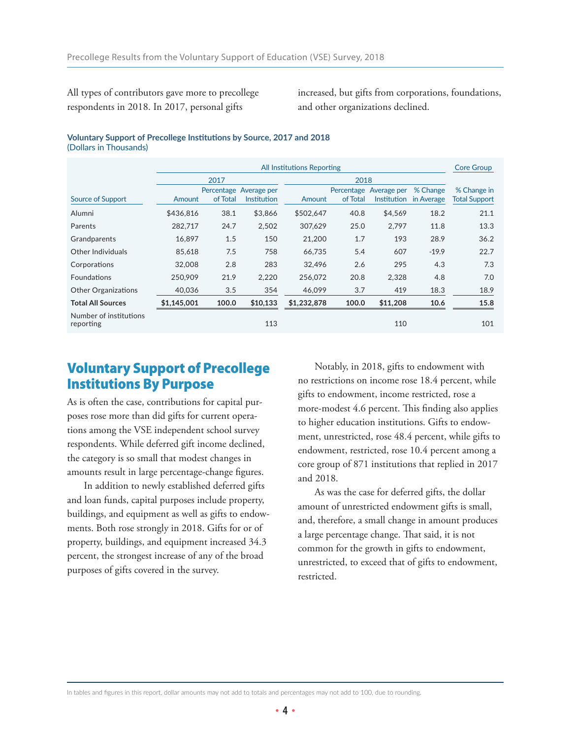All types of contributors gave more to precollege respondents in 2018. In 2017, personal gifts increased, but gifts from corporations, foundations, and other organizations declined.

**Voluntary Support of Precollege Institutions by Source, 2017 and 2018**
(Dollars in Thousands)

| | All Institutions Reporting | | | | | | | Core Group |
|---|---|---|---|---|---|---|---|---|
| | 2017 | | | 2018 | | | | |
| Source of Support | Amount | Percentage of Total | Average per Institution | Amount | Percentage of Total | Average per Institution | % Change in Average | % Change in Total Support |
| Alumni | $436,816 | 38.1 | $3,866 | $502,647 | 40.8 | $4,569 | 18.2 | 21.1 |
| Parents | 282,717 | 24.7 | 2,502 | 307,629 | 25.0 | 2,797 | 11.8 | 13.3 |
| Grandparents | 16,897 | 1.5 | 150 | 21,200 | 1.7 | 193 | 28.9 | 36.2 |
| Other Individuals | 85,618 | 7.5 | 758 | 66,735 | 5.4 | 607 | -19.9 | 22.7 |
| Corporations | 32,008 | 2.8 | 283 | 32,496 | 2.6 | 295 | 4.3 | 7.3 |
| Foundations | 250,909 | 21.9 | 2,220 | 256,072 | 20.8 | 2,328 | 4.8 | 7.0 |
| Other Organizations | 40,036 | 3.5 | 354 | 46,099 | 3.7 | 419 | 18.3 | 18.9 |
| **Total All Sources** | **$1,145,001** | **100.0** | **$10,133** | **$1,232,878** | **100.0** | **$11,208** | **10.6** | **15.8** |
| Number of institutions reporting | | | 113 | | | 110 | | 101 |

## Voluntary Support of Precollege Institutions By Purpose

As is often the case, contributions for capital purposes rose more than did gifts for current operations among the VSE independent school survey respondents. While deferred gift income declined, the category is so small that modest changes in amounts result in large percentage-change figures.

In addition to newly established deferred gifts and loan funds, capital purposes include property, buildings, and equipment as well as gifts to endowments. Both rose strongly in 2018. Gifts for or of property, buildings, and equipment increased 34.3 percent, the strongest increase of any of the broad purposes of gifts covered in the survey.

Notably, in 2018, gifts to endowment with no restrictions on income rose 18.4 percent, while gifts to endowment, income restricted, rose a more-modest 4.6 percent. This finding also applies to higher education institutions. Gifts to endowment, unrestricted, rose 48.4 percent, while gifts to endowment, restricted, rose 10.4 percent among a core group of 871 institutions that replied in 2017 and 2018.

As was the case for deferred gifts, the dollar amount of unrestricted endowment gifts is small, and, therefore, a small change in amount produces a large percentage change. That said, it is not common for the growth in gifts to endowment, unrestricted, to exceed that of gifts to endowment, restricted.

In tables and figures in this report, dollar amounts may not add to totals and percentages may not add to 100, due to rounding.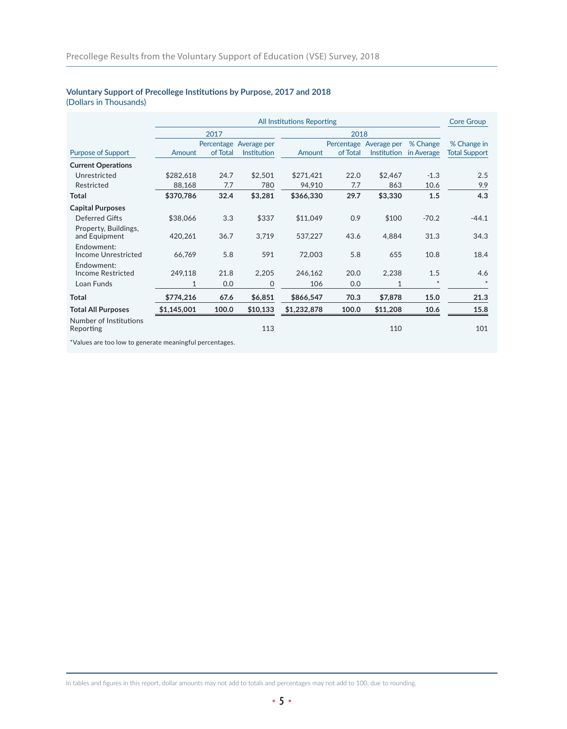### Voluntary Support of Precollege Institutions by Purpose, 2017 and 2018
(Dollars in Thousands)

| | All Institutions Reporting | | | | | | | Core Group |
|---|---|---|---|---|---|---|---|---|
| | 2017 | | | 2018 | | | | |
| Purpose of Support | Amount | Percentage of Total | Average per Institution | Amount | Percentage of Total | Average per Institution | % Change in Average | % Change in Total Support |
| **Current Operations** | | | | | | | | |
| Unrestricted | $282,618 | 24.7 | $2,501 | $271,421 | 22.0 | $2,467 | -1.3 | 2.5 |
| Restricted | 88,168 | 7.7 | 780 | 94,910 | 7.7 | 863 | 10.6 | 9.9 |
| **Total** | **$370,786** | **32.4** | **$3,281** | **$366,330** | **29.7** | **$3,330** | **1.5** | **4.3** |
| **Capital Purposes** | | | | | | | | |
| Deferred Gifts | $38,066 | 3.3 | $337 | $11,049 | 0.9 | $100 | -70.2 | -44.1 |
| Property, Buildings, and Equipment | 420,261 | 36.7 | 3,719 | 537,227 | 43.6 | 4,884 | 31.3 | 34.3 |
| Endowment: Income Unrestricted | 66,769 | 5.8 | 591 | 72,003 | 5.8 | 655 | 10.8 | 18.4 |
| Endowment: Income Restricted | 249,118 | 21.8 | 2,205 | 246,162 | 20.0 | 2,238 | 1.5 | 4.6 |
| Loan Funds | 1 | 0.0 | 0 | 106 | 0.0 | 1 | * | * |
| **Total** | **$774,216** | **67.6** | **$6,851** | **$866,547** | **70.3** | **$7,878** | **15.0** | **21.3** |
| **Total All Purposes** | **$1,145,001** | **100.0** | **$10,133** | **$1,232,878** | **100.0** | **$11,208** | **10.6** | **15.8** |
| Number of Institutions Reporting | | | 113 | | | 110 | | 101 |

*Values are too low to generate meaningful percentages.

In tables and figures in this report, dollar amounts may not add to totals and percentages may not add to 100, due to rounding.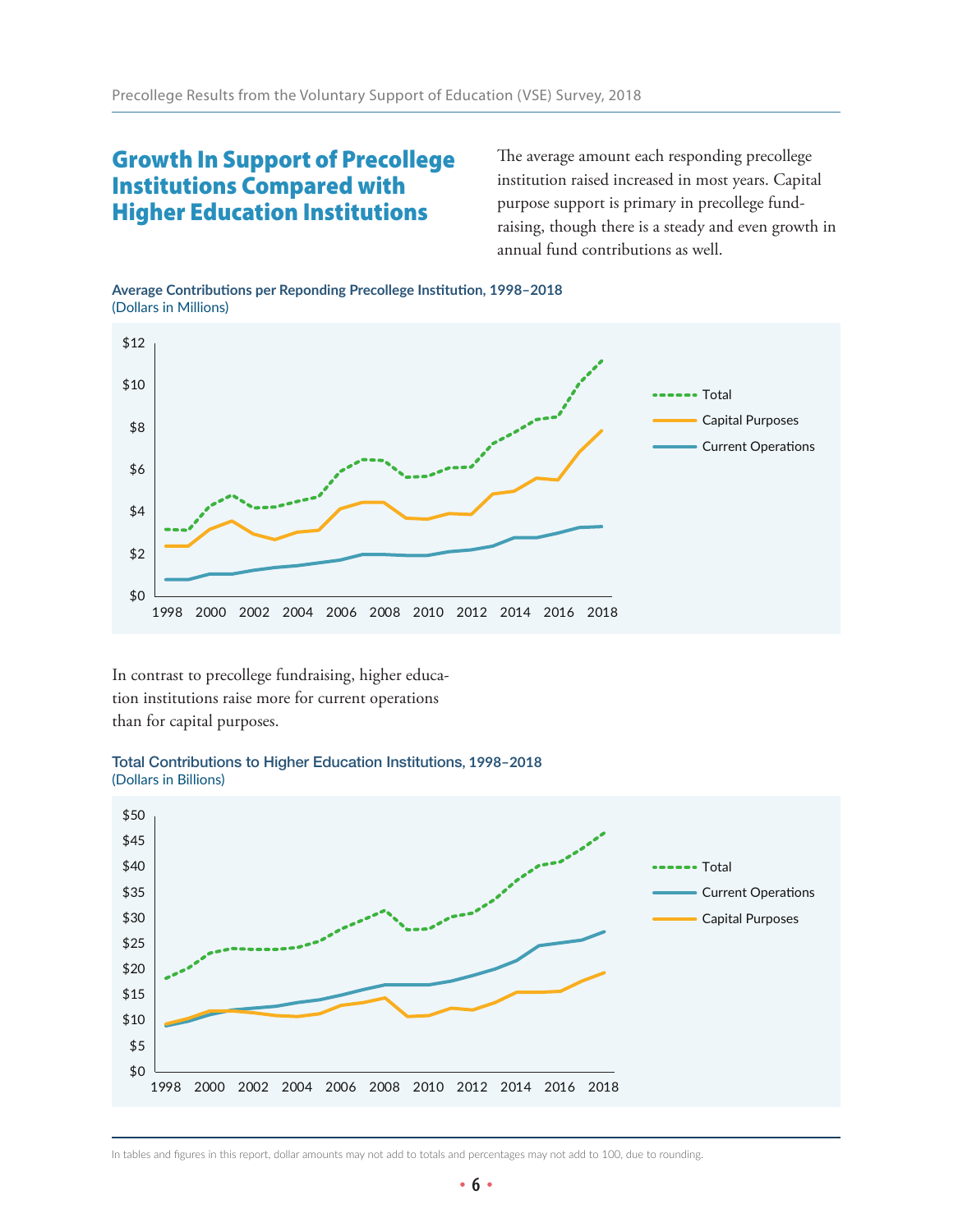## Growth In Support of Precollege Institutions Compared with Higher Education Institutions

The average amount each responding precollege institution raised increased in most years. Capital purpose support is primary in precollege fundraising, though there is a steady and even growth in annual fund contributions as well.

**Average Contributions per Reponding Precollege Institution, 1998–2018**
(Dollars in Millions)

In contrast to precollege fundraising, higher education institutions raise more for current operations than for capital purposes.

**Total Contributions to Higher Education Institutions, 1998–2018**
(Dollars in Billions)

In tables and figures in this report, dollar amounts may not add to totals and percentages may not add to 100, due to rounding.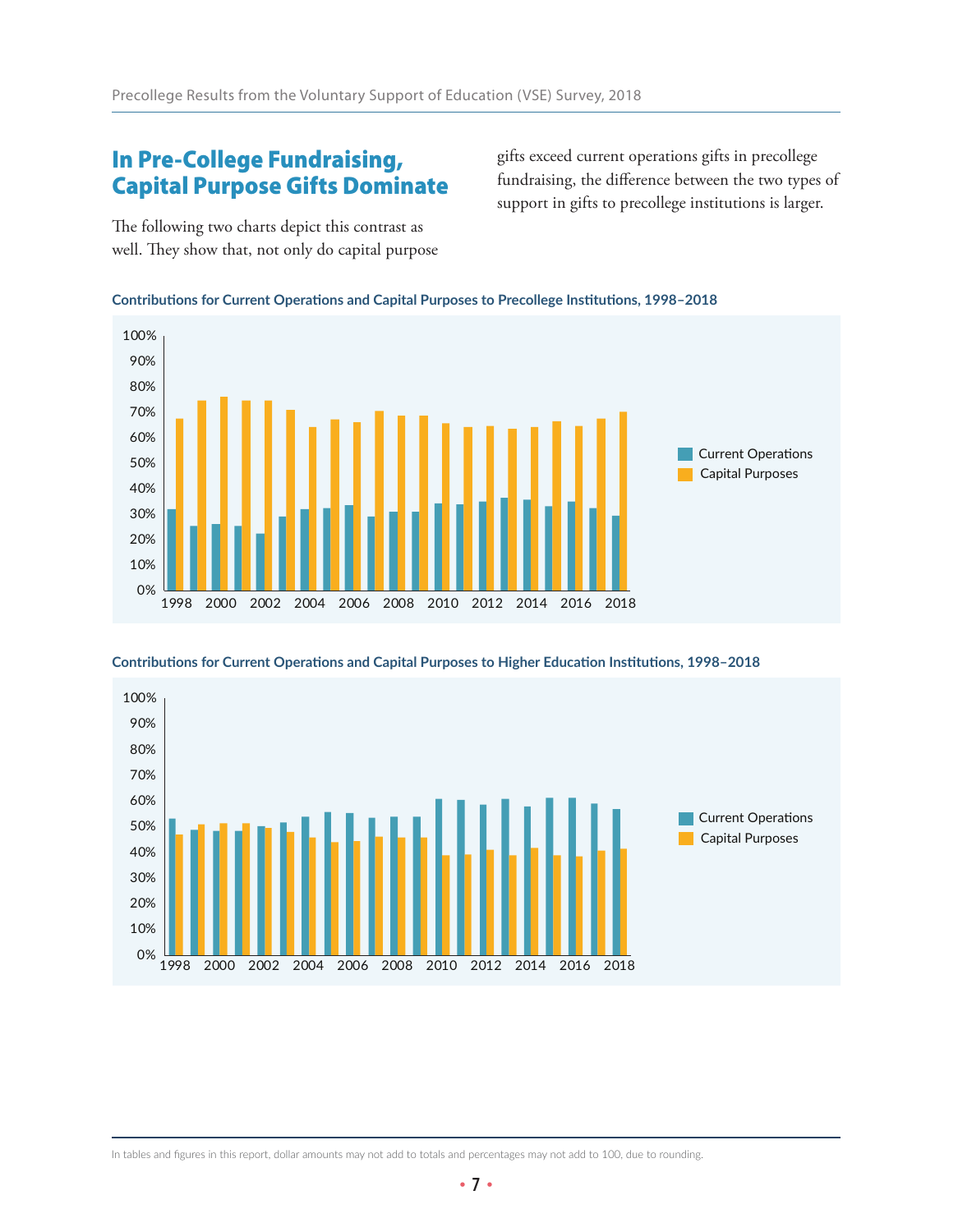## In Pre-College Fundraising, Capital Purpose Gifts Dominate

The following two charts depict this contrast as well. They show that, not only do capital purpose gifts exceed current operations gifts in precollege fundraising, the difference between the two types of support in gifts to precollege institutions is larger.

**Contributions for Current Operations and Capital Purposes to Precollege Institutions, 1998–2018**

**Contributions for Current Operations and Capital Purposes to Higher Education Institutions, 1998–2018**

In tables and figures in this report, dollar amounts may not add to totals and percentages may not add to 100, due to rounding.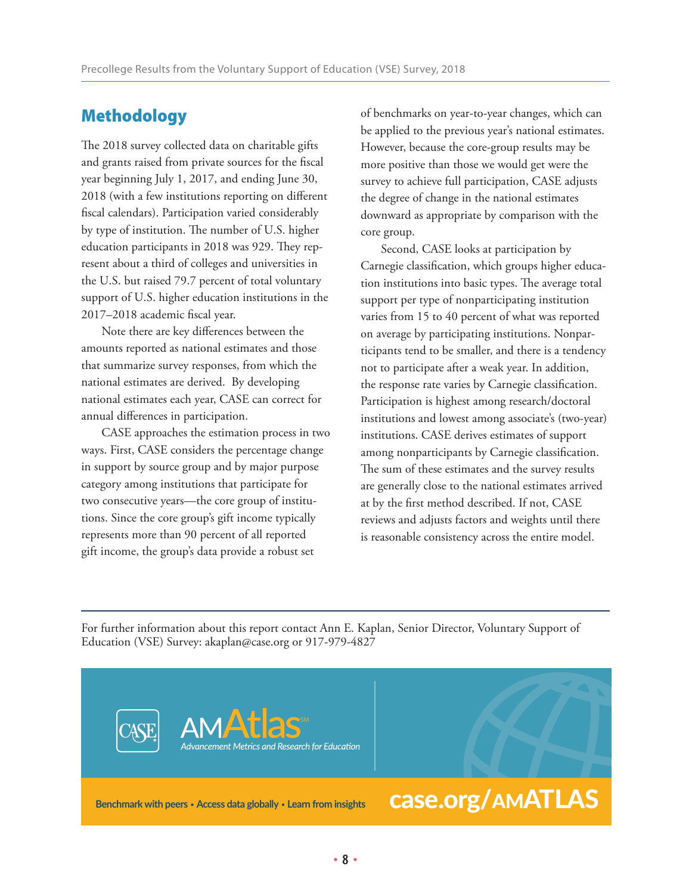## Methodology

The 2018 survey collected data on charitable gifts and grants raised from private sources for the fiscal year beginning July 1, 2017, and ending June 30, 2018 (with a few institutions reporting on different fiscal calendars). Participation varied considerably by type of institution. The number of U.S. higher education participants in 2018 was 929. They represent about a third of colleges and universities in the U.S. but raised 79.7 percent of total voluntary support of U.S. higher education institutions in the 2017–2018 academic fiscal year.

Note there are key differences between the amounts reported as national estimates and those that summarize survey responses, from which the national estimates are derived. By developing national estimates each year, CASE can correct for annual differences in participation.

CASE approaches the estimation process in two ways. First, CASE considers the percentage change in support by source group and by major purpose category among institutions that participate for two consecutive years—the core group of institutions. Since the core group's gift income typically represents more than 90 percent of all reported gift income, the group's data provide a robust set of benchmarks on year-to-year changes, which can be applied to the previous year's national estimates. However, because the core-group results may be more positive than those we would get were the survey to achieve full participation, CASE adjusts the degree of change in the national estimates downward as appropriate by comparison with the core group.

Second, CASE looks at participation by Carnegie classification, which groups higher education institutions into basic types. The average total support per type of nonparticipating institution varies from 15 to 40 percent of what was reported on average by participating institutions. Nonparticipants tend to be smaller, and there is a tendency not to participate after a weak year. In addition, the response rate varies by Carnegie classification. Participation is highest among research/doctoral institutions and lowest among associate's (two-year) institutions. CASE derives estimates of support among nonparticipants by Carnegie classification. The sum of these estimates and the survey results are generally close to the national estimates arrived at by the first method described. If not, CASE reviews and adjusts factors and weights until there is reasonable consistency across the entire model.

---

For further information about this report contact Ann E. Kaplan, Senior Director, Voluntary Support of Education (VSE) Survey: akaplan@case.org or 917-979-4827

CASE AMAtlas℠ *Advancement Metrics and Research for Education*

**Benchmark with peers • Access data globally • Learn from insights** **case.org/AMATLAS**